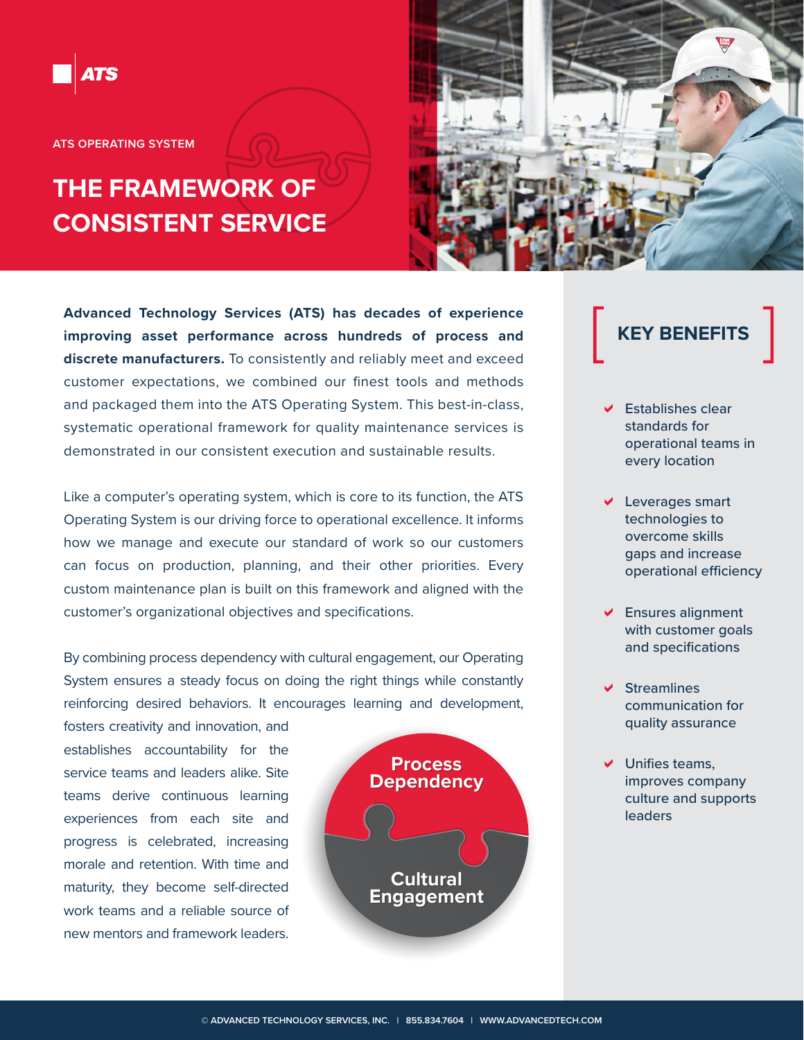ATS

ATS OPERATING SYSTEM

# THE FRAMEWORK OF CONSISTENT SERVICE

**Advanced Technology Services (ATS) has decades of experience improving asset performance across hundreds of process and discrete manufacturers.** To consistently and reliably meet and exceed customer expectations, we combined our finest tools and methods and packaged them into the ATS Operating System. This best-in-class, systematic operational framework for quality maintenance services is demonstrated in our consistent execution and sustainable results.

Like a computer's operating system, which is core to its function, the ATS Operating System is our driving force to operational excellence. It informs how we manage and execute our standard of work so our customers can focus on production, planning, and their other priorities. Every custom maintenance plan is built on this framework and aligned with the customer's organizational objectives and specifications.

By combining process dependency with cultural engagement, our Operating System ensures a steady focus on doing the right things while constantly reinforcing desired behaviors. It encourages learning and development, fosters creativity and innovation, and establishes accountability for the service teams and leaders alike. Site teams derive continuous learning experiences from each site and progress is celebrated, increasing morale and retention. With time and maturity, they become self-directed work teams and a reliable source of new mentors and framework leaders.

Process Dependency

Cultural Engagement

## KEY BENEFITS

- Establishes clear standards for operational teams in every location
- Leverages smart technologies to overcome skills gaps and increase operational efficiency
- Ensures alignment with customer goals and specifications
- Streamlines communication for quality assurance
- Unifies teams, improves company culture and supports leaders

© ADVANCED TECHNOLOGY SERVICES, INC. | 855.834.7604 | WWW.ADVANCEDTECH.COM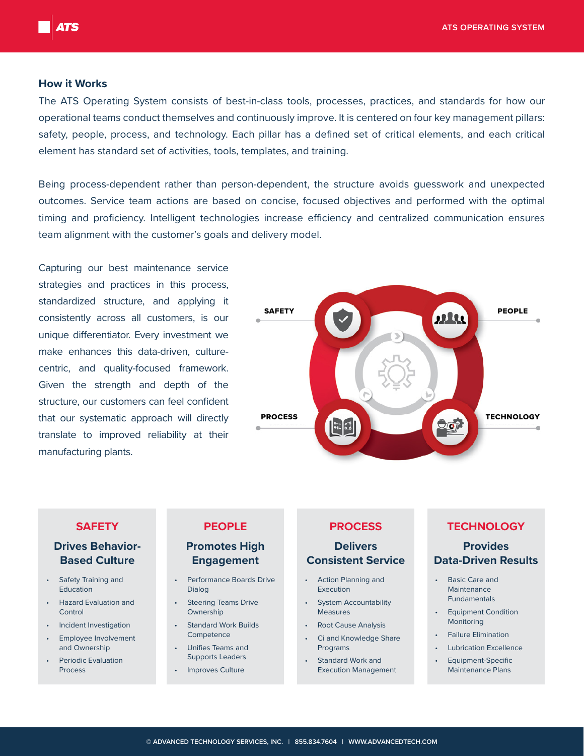## How it Works

The ATS Operating System consists of best-in-class tools, processes, practices, and standards for how our operational teams conduct themselves and continuously improve. It is centered on four key management pillars: safety, people, process, and technology. Each pillar has a defined set of critical elements, and each critical element has standard set of activities, tools, templates, and training.

Being process-dependent rather than person-dependent, the structure avoids guesswork and unexpected outcomes. Service team actions are based on concise, focused objectives and performed with the optimal timing and proficiency. Intelligent technologies increase efficiency and centralized communication ensures team alignment with the customer's goals and delivery model.

Capturing our best maintenance service strategies and practices in this process, standardized structure, and applying it consistently across all customers, is our unique differentiator. Every investment we make enhances this data-driven, culture-centric, and quality-focused framework. Given the strength and depth of the structure, our customers can feel confident that our systematic approach will directly translate to improved reliability at their manufacturing plants.

SAFETY

PEOPLE

PROCESS

TECHNOLOGY

### SAFETY

**Drives Behavior-Based Culture**

- Safety Training and Education
- Hazard Evaluation and Control
- Incident Investigation
- Employee Involvement and Ownership
- Periodic Evaluation Process

### PEOPLE

**Promotes High Engagement**

- Performance Boards Drive Dialog
- Steering Teams Drive Ownership
- Standard Work Builds Competence
- Unifies Teams and Supports Leaders
- Improves Culture

### PROCESS

**Delivers Consistent Service**

- Action Planning and Execution
- System Accountability Measures
- Root Cause Analysis
- Ci and Knowledge Share Programs
- Standard Work and Execution Management

### TECHNOLOGY

**Provides Data-Driven Results**

- Basic Care and Maintenance Fundamentals
- Equipment Condition Monitoring
- Failure Elimination
- Lubrication Excellence
- Equipment-Specific Maintenance Plans